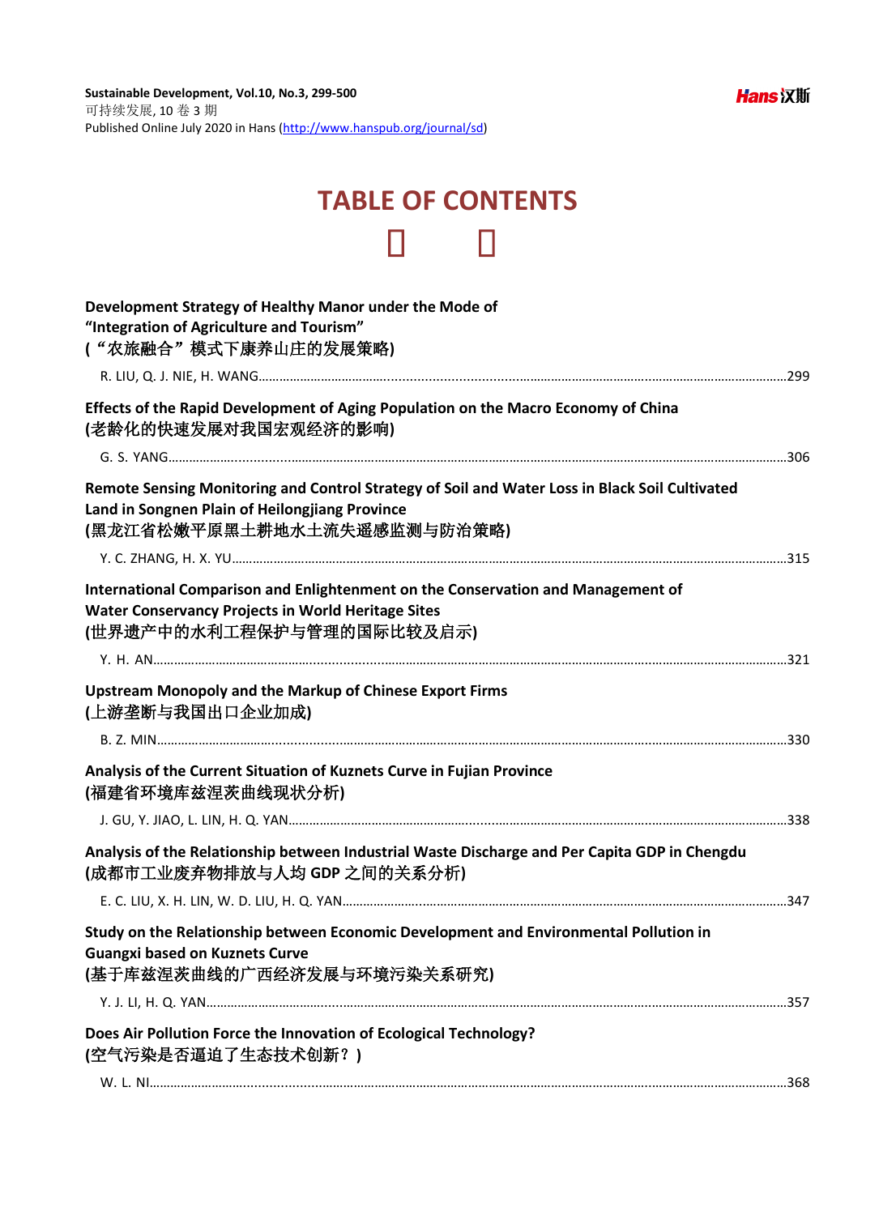Sustainable Development, Vol.10, No.3, 299-500
可持续发展, 10 卷 3 期
Published Online July 2020 in Hans (http://www.hanspub.org/journal/sd)

# TABLE OF CONTENTS

**Development Strategy of Healthy Manor under the Mode of "Integration of Agriculture and Tourism"**
**(“农旅融合”模式下康养山庄的发展策略)**

R. LIU, Q. J. NIE, H. WANG……299

**Effects of the Rapid Development of Aging Population on the Macro Economy of China**
**(老龄化的快速发展对我国宏观经济的影响)**

G. S. YANG……306

**Remote Sensing Monitoring and Control Strategy of Soil and Water Loss in Black Soil Cultivated Land in Songnen Plain of Heilongjiang Province**
**(黑龙江省松嫩平原黑土耕地水土流失遥感监测与防治策略)**

Y. C. ZHANG, H. X. YU……315

**International Comparison and Enlightenment on the Conservation and Management of Water Conservancy Projects in World Heritage Sites**
**(世界遗产中的水利工程保护与管理的国际比较及启示)**

Y. H. AN……321

**Upstream Monopoly and the Markup of Chinese Export Firms**
**(上游垄断与我国出口企业加成)**

B. Z. MIN……330

**Analysis of the Current Situation of Kuznets Curve in Fujian Province**
**(福建省环境库兹涅茨曲线现状分析)**

J. GU, Y. JIAO, L. LIN, H. Q. YAN……338

**Analysis of the Relationship between Industrial Waste Discharge and Per Capita GDP in Chengdu**
**(成都市工业废弃物排放与人均 GDP 之间的关系分析)**

E. C. LIU, X. H. LIN, W. D. LIU, H. Q. YAN……347

**Study on the Relationship between Economic Development and Environmental Pollution in Guangxi based on Kuznets Curve**
**(基于库兹涅茨曲线的广西经济发展与环境污染关系研究)**

Y. J. LI, H. Q. YAN……357

**Does Air Pollution Force the Innovation of Ecological Technology?**
**(空气污染是否逼迫了生态技术创新？)**

W. L. NI……368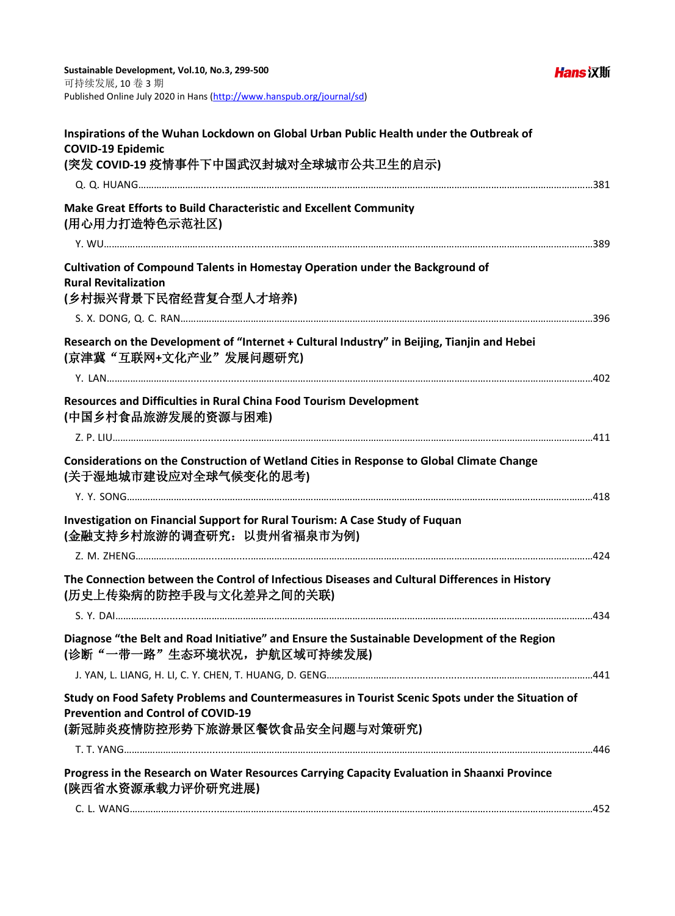**Inspirations of the Wuhan Lockdown on Global Urban Public Health under the Outbreak of COVID-19 Epidemic**
**(突发 COVID-19 疫情事件下中国武汉封城对全球城市公共卫生的启示)**

Q. Q. HUANG……381

**Make Great Efforts to Build Characteristic and Excellent Community**
**(用心用力打造特色示范社区)**

Y. WU……389

**Cultivation of Compound Talents in Homestay Operation under the Background of Rural Revitalization**
**(乡村振兴背景下民宿经营复合型人才培养)**

S. X. DONG, Q. C. RAN……396

**Research on the Development of "Internet + Cultural Industry" in Beijing, Tianjin and Hebei**
**(京津冀"互联网+文化产业"发展问题研究)**

Y. LAN……402

**Resources and Difficulties in Rural China Food Tourism Development**
**(中国乡村食品旅游发展的资源与困难)**

Z. P. LIU……411

**Considerations on the Construction of Wetland Cities in Response to Global Climate Change**
**(关于湿地城市建设应对全球气候变化的思考)**

Y. Y. SONG……418

**Investigation on Financial Support for Rural Tourism: A Case Study of Fuquan**
**(金融支持乡村旅游的调查研究：以贵州省福泉市为例)**

Z. M. ZHENG……424

**The Connection between the Control of Infectious Diseases and Cultural Differences in History**
**(历史上传染病的防控手段与文化差异之间的关联)**

S. Y. DAI……434

**Diagnose "the Belt and Road Initiative" and Ensure the Sustainable Development of the Region**
**(诊断"一带一路"生态环境状况，护航区域可持续发展)**

J. YAN, L. LIANG, H. LI, C. Y. CHEN, T. HUANG, D. GENG……441

**Study on Food Safety Problems and Countermeasures in Tourist Scenic Spots under the Situation of Prevention and Control of COVID-19**
**(新冠肺炎疫情防控形势下旅游景区餐饮食品安全问题与对策研究)**

T. T. YANG……446

**Progress in the Research on Water Resources Carrying Capacity Evaluation in Shaanxi Province**
**(陕西省水资源承载力评价研究进展)**

C. L. WANG……452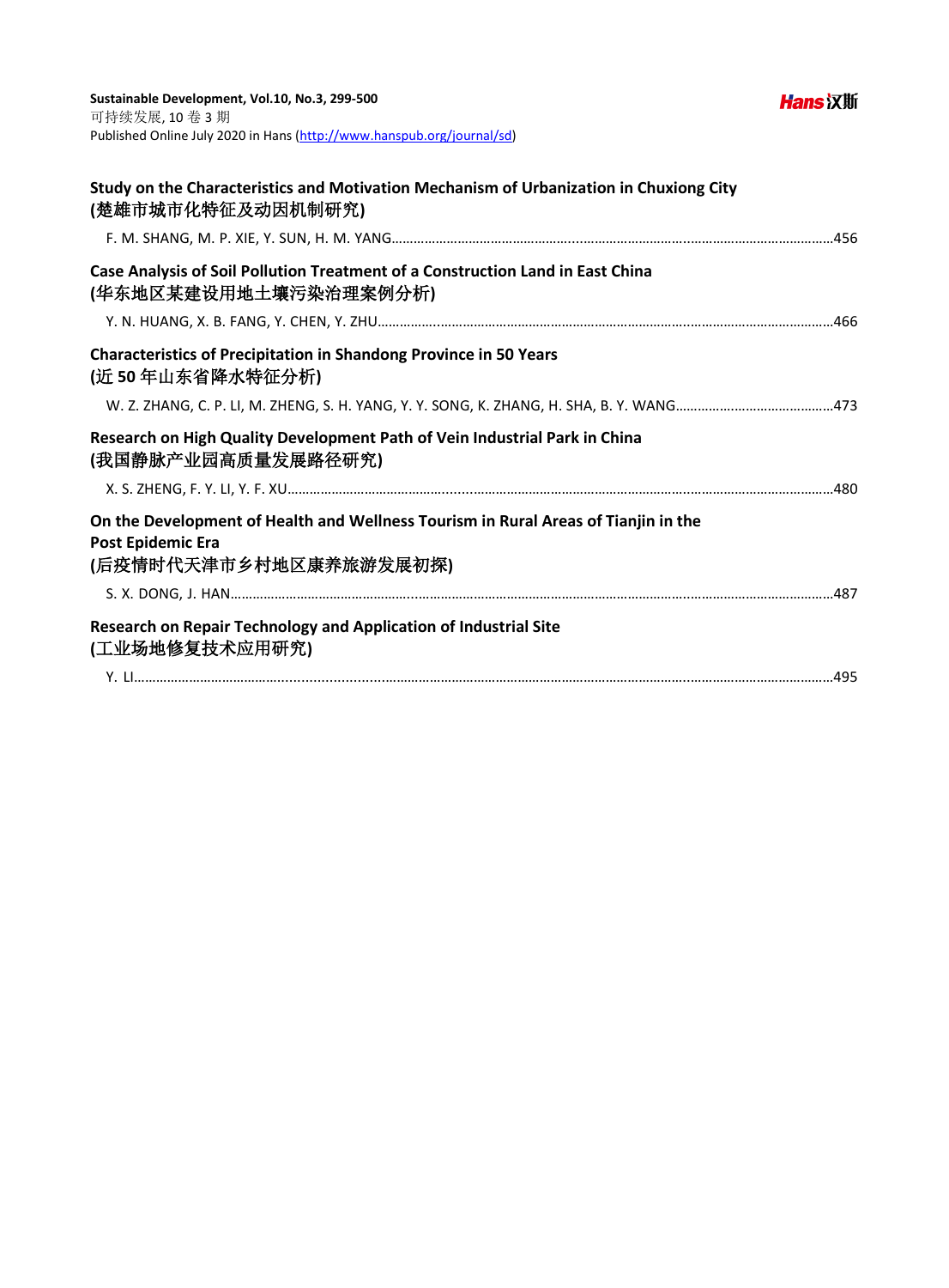**Study on the Characteristics and Motivation Mechanism of Urbanization in Chuxiong City**
**(楚雄市城市化特征及动因机制研究)**

F. M. SHANG, M. P. XIE, Y. SUN, H. M. YANG……456

**Case Analysis of Soil Pollution Treatment of a Construction Land in East China**
**(华东地区某建设用地土壤污染治理案例分析)**

Y. N. HUANG, X. B. FANG, Y. CHEN, Y. ZHU……466

**Characteristics of Precipitation in Shandong Province in 50 Years**
**(近 50 年山东省降水特征分析)**

W. Z. ZHANG, C. P. LI, M. ZHENG, S. H. YANG, Y. Y. SONG, K. ZHANG, H. SHA, B. Y. WANG……473

**Research on High Quality Development Path of Vein Industrial Park in China**
**(我国静脉产业园高质量发展路径研究)**

X. S. ZHENG, F. Y. LI, Y. F. XU……480

**On the Development of Health and Wellness Tourism in Rural Areas of Tianjin in the Post Epidemic Era**
**(后疫情时代天津市乡村地区康养旅游发展初探)**

S. X. DONG, J. HAN……487

**Research on Repair Technology and Application of Industrial Site**
**(工业场地修复技术应用研究)**

Y. LI……495